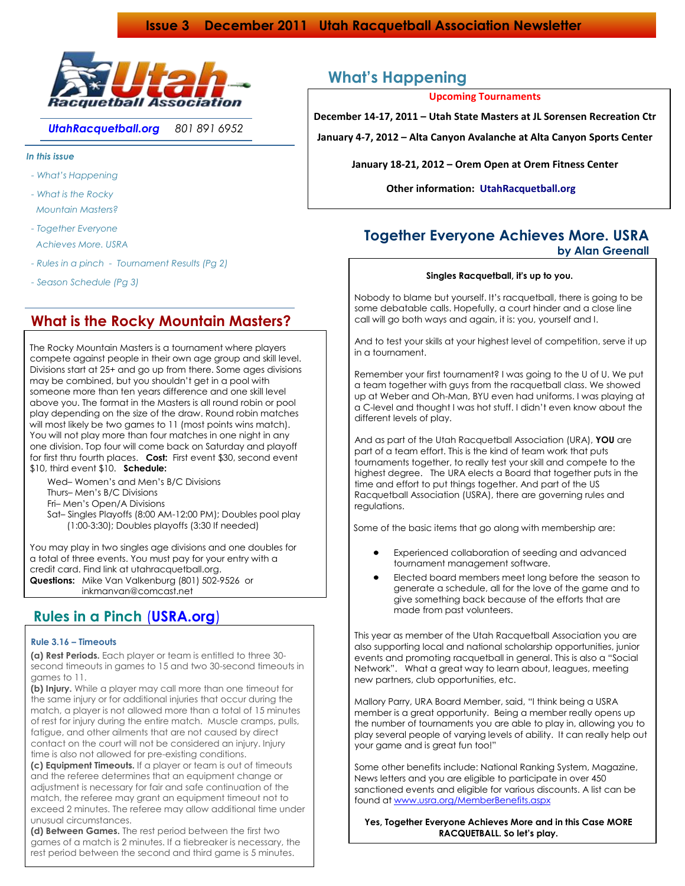# Issue 3 December 2011 Utah Racquetball Association Newsletter

*UtahRacquetball.org* *801 891 6952*

*In this issue*

- *What's Happening*
- *What is the Rocky Mountain Masters?*
- *Together Everyone Achieves More. USRA*
- *Rules in a pinch - Tournament Results (Pg 2)*
- *Season Schedule (Pg 3)*

## What is the Rocky Mountain Masters?

The Rocky Mountain Masters is a tournament where players compete against people in their own age group and skill level. Divisions start at 25+ and go up from there. Some ages divisions may be combined, but you shouldn't get in a pool with someone more than ten years difference and one skill level above you. The format in the Masters is all round robin or pool play depending on the size of the draw. Round robin matches will most likely be two games to 11 (most points wins match). You will not play more than four matches in one night in any one division. Top four will come back on Saturday and playoff for first thru fourth places. **Cost:** First event $30, second event $10, third event $10. **Schedule:**

- Wed– Women's and Men's B/C Divisions
- Thurs– Men's B/C Divisions
- Fri– Men's Open/A Divisions
- Sat– Singles Playoffs (8:00 AM-12:00 PM); Doubles pool play (1:00-3:30); Doubles playoffs (3:30 If needed)

You may play in two singles age divisions and one doubles for a total of three events. You must pay for your entry with a credit card. Find link at utahracquetball.org.
**Questions:** Mike Van Valkenburg (801) 502-9526 or inkmanvan@comcast.net

## Rules in a Pinch (USRA.org)

**Rule 3.16 – Timeouts**

**(a) Rest Periods.** Each player or team is entitled to three 30-second timeouts in games to 15 and two 30-second timeouts in games to 11.

**(b) Injury.** While a player may call more than one timeout for the same injury or for additional injuries that occur during the match, a player is not allowed more than a total of 15 minutes of rest for injury during the entire match. Muscle cramps, pulls, fatigue, and other ailments that are not caused by direct contact on the court will not be considered an injury. Injury time is also not allowed for pre-existing conditions.

**(c) Equipment Timeouts.** If a player or team is out of timeouts and the referee determines that an equipment change or adjustment is necessary for fair and safe continuation of the match, the referee may grant an equipment timeout not to exceed 2 minutes. The referee may allow additional time under unusual circumstances.

**(d) Between Games.** The rest period between the first two games of a match is 2 minutes. If a tiebreaker is necessary, the rest period between the second and third game is 5 minutes.

## What's Happening

**Upcoming Tournaments**

**December 14-17, 2011 – Utah State Masters at JL Sorensen Recreation Ctr**

**January 4-7, 2012 – Alta Canyon Avalanche at Alta Canyon Sports Center**

**January 18-21, 2012 – Orem Open at Orem Fitness Center**

**Other information: UtahRacquetball.org**

## Together Everyone Achieves More. USRA

**by Alan Greenall**

**Singles Racquetball, it's up to you.**

Nobody to blame but yourself. It's racquetball, there is going to be some debatable calls. Hopefully, a court hinder and a close line call will go both ways and again, it is: you, yourself and I.

And to test your skills at your highest level of competition, serve it up in a tournament.

Remember your first tournament? I was going to the U of U. We put a team together with guys from the racquetball class. We showed up at Weber and Oh-Man, BYU even had uniforms. I was playing at a C-level and thought I was hot stuff. I didn't even know about the different levels of play.

And as part of the Utah Racquetball Association (URA), **YOU** are part of a team effort. This is the kind of team work that puts tournaments together, to really test your skill and compete to the highest degree. The URA elects a Board that together puts in the time and effort to put things together. And part of the US Racquetball Association (USRA), there are governing rules and regulations.

Some of the basic items that go along with membership are:

- Experienced collaboration of seeding and advanced tournament management software.
- Elected board members meet long before the season to generate a schedule, all for the love of the game and to give something back because of the efforts that are made from past volunteers.

This year as member of the Utah Racquetball Association you are also supporting local and national scholarship opportunities, junior events and promoting racquetball in general. This is also a "Social Network". What a great way to learn about, leagues, meeting new partners, club opportunities, etc.

Mallory Parry, URA Board Member, said, "I think being a USRA member is a great opportunity. Being a member really opens up the number of tournaments you are able to play in, allowing you to play several people of varying levels of ability. It can really help out your game and is great fun too!"

Some other benefits include: National Ranking System, Magazine, News letters and you are eligible to participate in over 450 sanctioned events and eligible for various discounts. A list can be found at www.usra.org/MemberBenefits.aspx

**Yes, Together Everyone Achieves More and in this Case MORE RACQUETBALL. So let's play.**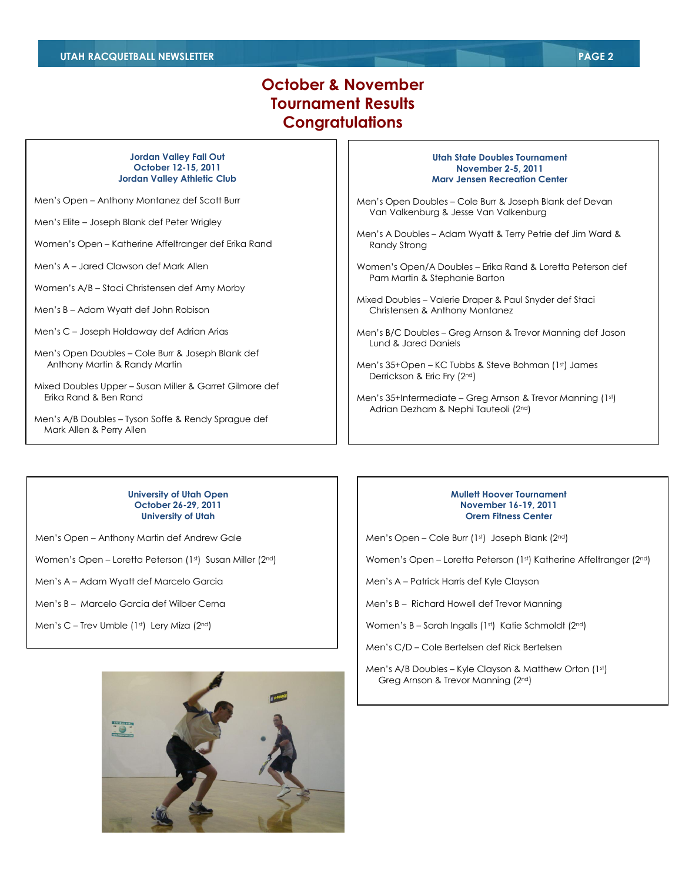# October & November Tournament Results Congratulations

### Jordan Valley Fall Out
**October 12-15, 2011**
**Jordan Valley Athletic Club**

Men's Open – Anthony Montanez def Scott Burr

Men's Elite – Joseph Blank def Peter Wrigley

Women's Open – Katherine Affeltranger def Erika Rand

Men's A – Jared Clawson def Mark Allen

Women's A/B – Staci Christensen def Amy Morby

Men's B – Adam Wyatt def John Robison

Men's C – Joseph Holdaway def Adrian Arias

Men's Open Doubles – Cole Burr & Joseph Blank def Anthony Martin & Randy Martin

Mixed Doubles Upper – Susan Miller & Garret Gilmore def Erika Rand & Ben Rand

Men's A/B Doubles – Tyson Soffe & Rendy Sprague def Mark Allen & Perry Allen

### Utah State Doubles Tournament
**November 2-5, 2011**
**Marv Jensen Recreation Center**

Men's Open Doubles – Cole Burr & Joseph Blank def Devan Van Valkenburg & Jesse Van Valkenburg

Men's A Doubles – Adam Wyatt & Terry Petrie def Jim Ward & Randy Strong

Women's Open/A Doubles – Erika Rand & Loretta Peterson def Pam Martin & Stephanie Barton

Mixed Doubles – Valerie Draper & Paul Snyder def Staci Christensen & Anthony Montanez

Men's B/C Doubles – Greg Arnson & Trevor Manning def Jason Lund & Jared Daniels

Men's 35+Open – KC Tubbs & Steve Bohman (1st) James Derrickson & Eric Fry (2nd)

Men's 35+Intermediate – Greg Arnson & Trevor Manning (1st) Adrian Dezham & Nephi Tauteoli (2nd)

### University of Utah Open
**October 26-29, 2011**
**University of Utah**

Men's Open – Anthony Martin def Andrew Gale

Women's Open – Loretta Peterson (1st) Susan Miller (2nd)

Men's A – Adam Wyatt def Marcelo Garcia

Men's B – Marcelo Garcia def Wilber Cerna

Men's C – Trev Umble (1st) Lery Miza (2nd)

### Mullett Hoover Tournament
**November 16-19, 2011**
**Orem Fitness Center**

Men's Open – Cole Burr (1st) Joseph Blank (2nd)

Women's Open – Loretta Peterson (1st) Katherine Affeltranger (2nd)

Men's A – Patrick Harris def Kyle Clayson

Men's B – Richard Howell def Trevor Manning

Women's B – Sarah Ingalls (1st) Katie Schmoldt (2nd)

Men's C/D – Cole Bertelsen def Rick Bertelsen

Men's A/B Doubles – Kyle Clayson & Matthew Orton (1st) Greg Arnson & Trevor Manning (2nd)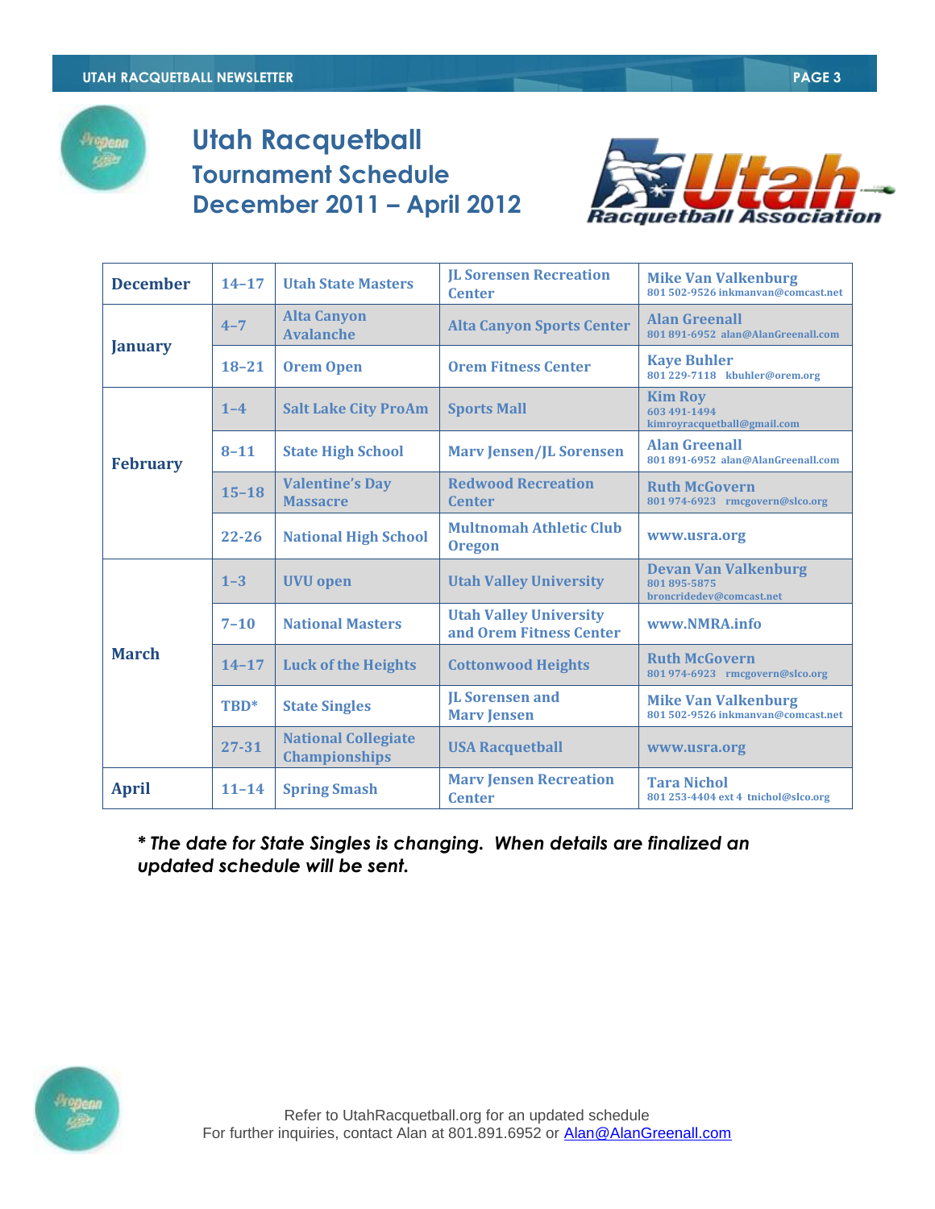# Utah Racquetball
## Tournament Schedule
## December 2011 – April 2012

| | | | | |
|---|---|---|---|---|
| **December** | 14–17 | Utah State Masters | JL Sorensen Recreation Center | Mike Van Valkenburg<br>801 502-9526 inkmanvan@comcast.net |
| **January** | 4–7 | Alta Canyon Avalanche | Alta Canyon Sports Center | Alan Greenall<br>801 891-6952 alan@AlanGreenall.com |
| | 18–21 | Orem Open | Orem Fitness Center | Kaye Buhler<br>801 229-7118 kbuhler@orem.org |
| **February** | 1–4 | Salt Lake City ProAm | Sports Mall | Kim Roy<br>603 491-1494<br>kimroyracquetball@gmail.com |
| | 8–11 | State High School | Marv Jensen/JL Sorensen | Alan Greenall<br>801 891-6952 alan@AlanGreenall.com |
| | 15–18 | Valentine's Day Massacre | Redwood Recreation Center | Ruth McGovern<br>801 974-6923 rmcgovern@slco.org |
| | 22-26 | National High School | Multnomah Athletic Club Oregon | www.usra.org |
| **March** | 1–3 | UVU open | Utah Valley University | Devan Van Valkenburg<br>801 895-5875<br>broncridedev@comcast.net |
| | 7–10 | National Masters | Utah Valley University and Orem Fitness Center | www.NMRA.info |
| | 14–17 | Luck of the Heights | Cottonwood Heights | Ruth McGovern<br>801 974-6923 rmcgovern@slco.org |
| | TBD* | State Singles | JL Sorensen and Marv Jensen | Mike Van Valkenburg<br>801 502-9526 inkmanvan@comcast.net |
| | 27-31 | National Collegiate Championships | USA Racquetball | www.usra.org |
| **April** | 11–14 | Spring Smash | Marv Jensen Recreation Center | Tara Nichol<br>801 253-4404 ext 4 tnichol@slco.org |

***\* The date for State Singles is changing. When details are finalized an updated schedule will be sent.***

Refer to UtahRacquetball.org for an updated schedule
For further inquiries, contact Alan at 801.891.6952 or Alan@AlanGreenall.com